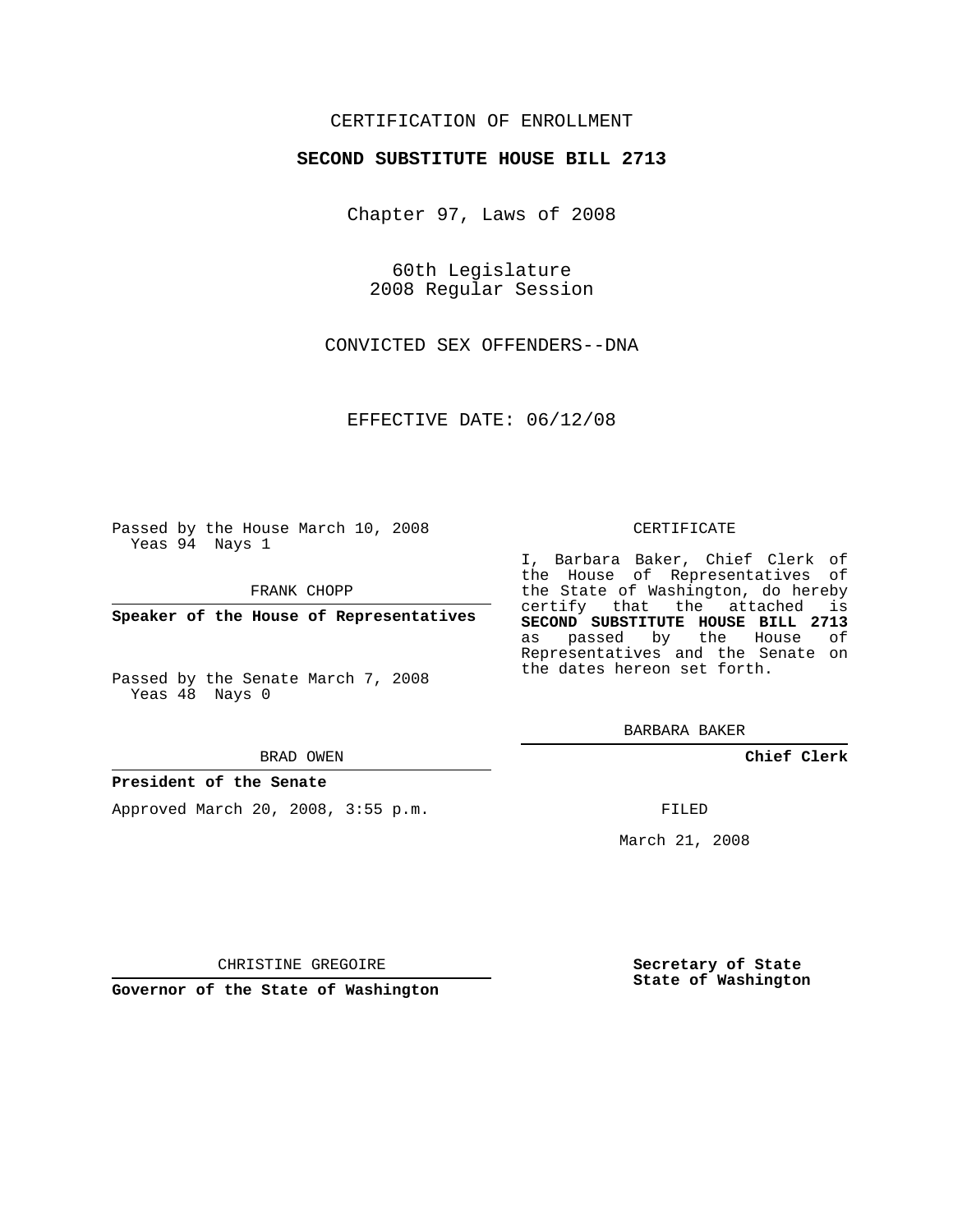CERTIFICATION OF ENROLLMENT

**SECOND SUBSTITUTE HOUSE BILL 2713**

Chapter 97, Laws of 2008

60th Legislature
2008 Regular Session

CONVICTED SEX OFFENDERS--DNA

EFFECTIVE DATE: 06/12/08

Passed by the House March 10, 2008
Yeas 94 Nays 1

FRANK CHOPP

**Speaker of the House of Representatives**

Passed by the Senate March 7, 2008
Yeas 48 Nays 0

BRAD OWEN

**President of the Senate**

Approved March 20, 2008, 3:55 p.m.

CHRISTINE GREGOIRE

**Governor of the State of Washington**

CERTIFICATE

I, Barbara Baker, Chief Clerk of the House of Representatives of the State of Washington, do hereby certify that the attached is **SECOND SUBSTITUTE HOUSE BILL 2713** as passed by the House of Representatives and the Senate on the dates hereon set forth.

BARBARA BAKER

**Chief Clerk**

FILED

March 21, 2008

**Secretary of State**
**State of Washington**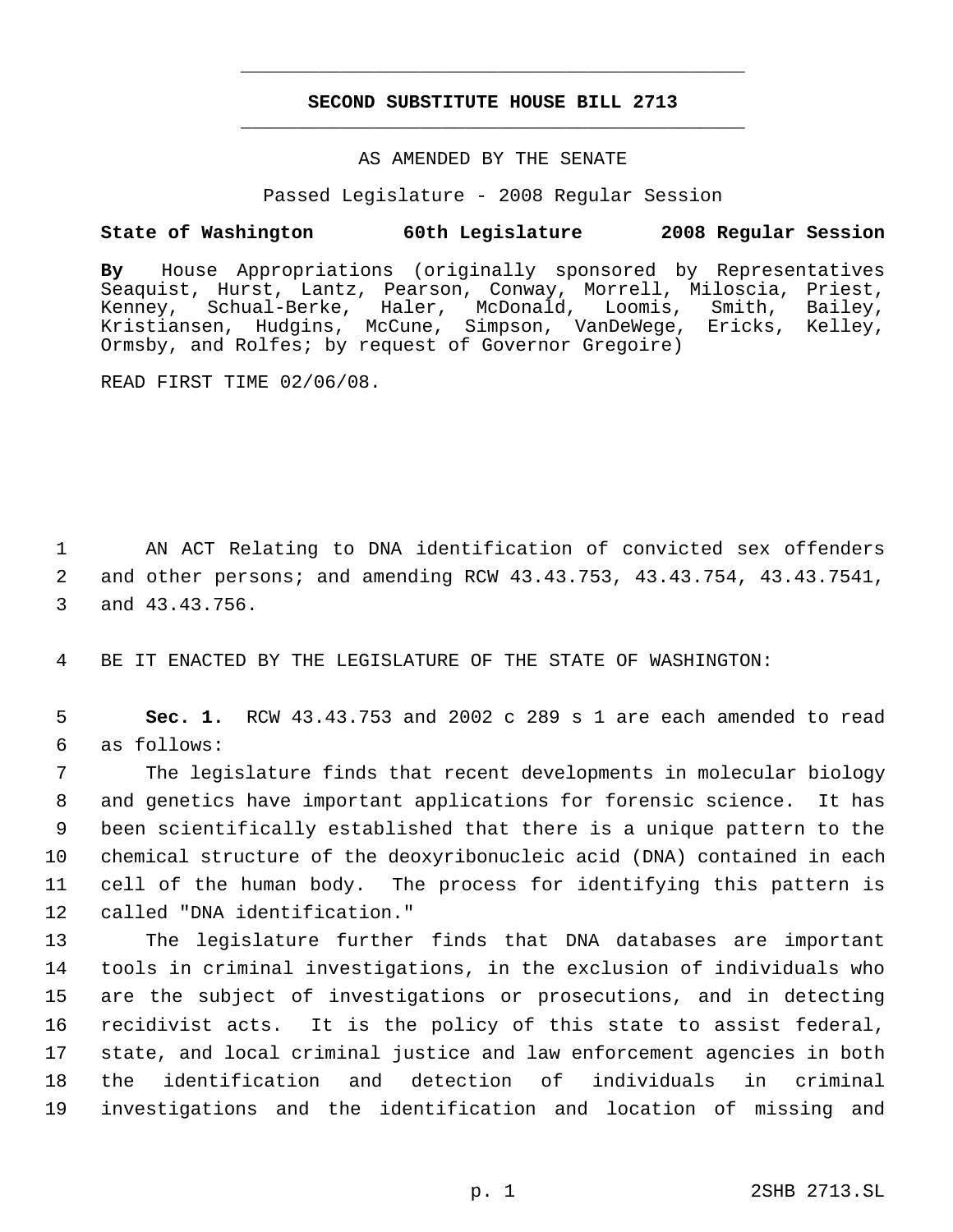# SECOND SUBSTITUTE HOUSE BILL 2713

AS AMENDED BY THE SENATE

Passed Legislature - 2008 Regular Session

**State of Washington 60th Legislature 2008 Regular Session**

**By** House Appropriations (originally sponsored by Representatives Seaquist, Hurst, Lantz, Pearson, Conway, Morrell, Miloscia, Priest, Kenney, Schual-Berke, Haler, McDonald, Loomis, Smith, Bailey, Kristiansen, Hudgins, McCune, Simpson, VanDeWege, Ericks, Kelley, Ormsby, and Rolfes; by request of Governor Gregoire)

READ FIRST TIME 02/06/08.

1 AN ACT Relating to DNA identification of convicted sex offenders
2 and other persons; and amending RCW 43.43.753, 43.43.754, 43.43.7541,
3 and 43.43.756.

4 BE IT ENACTED BY THE LEGISLATURE OF THE STATE OF WASHINGTON:

5 **Sec. 1.** RCW 43.43.753 and 2002 c 289 s 1 are each amended to read
6 as follows:

7 The legislature finds that recent developments in molecular biology
8 and genetics have important applications for forensic science. It has
9 been scientifically established that there is a unique pattern to the
10 chemical structure of the deoxyribonucleic acid (DNA) contained in each
11 cell of the human body. The process for identifying this pattern is
12 called "DNA identification."

13 The legislature further finds that DNA databases are important
14 tools in criminal investigations, in the exclusion of individuals who
15 are the subject of investigations or prosecutions, and in detecting
16 recidivist acts. It is the policy of this state to assist federal,
17 state, and local criminal justice and law enforcement agencies in both
18 the identification and detection of individuals in criminal
19 investigations and the identification and location of missing and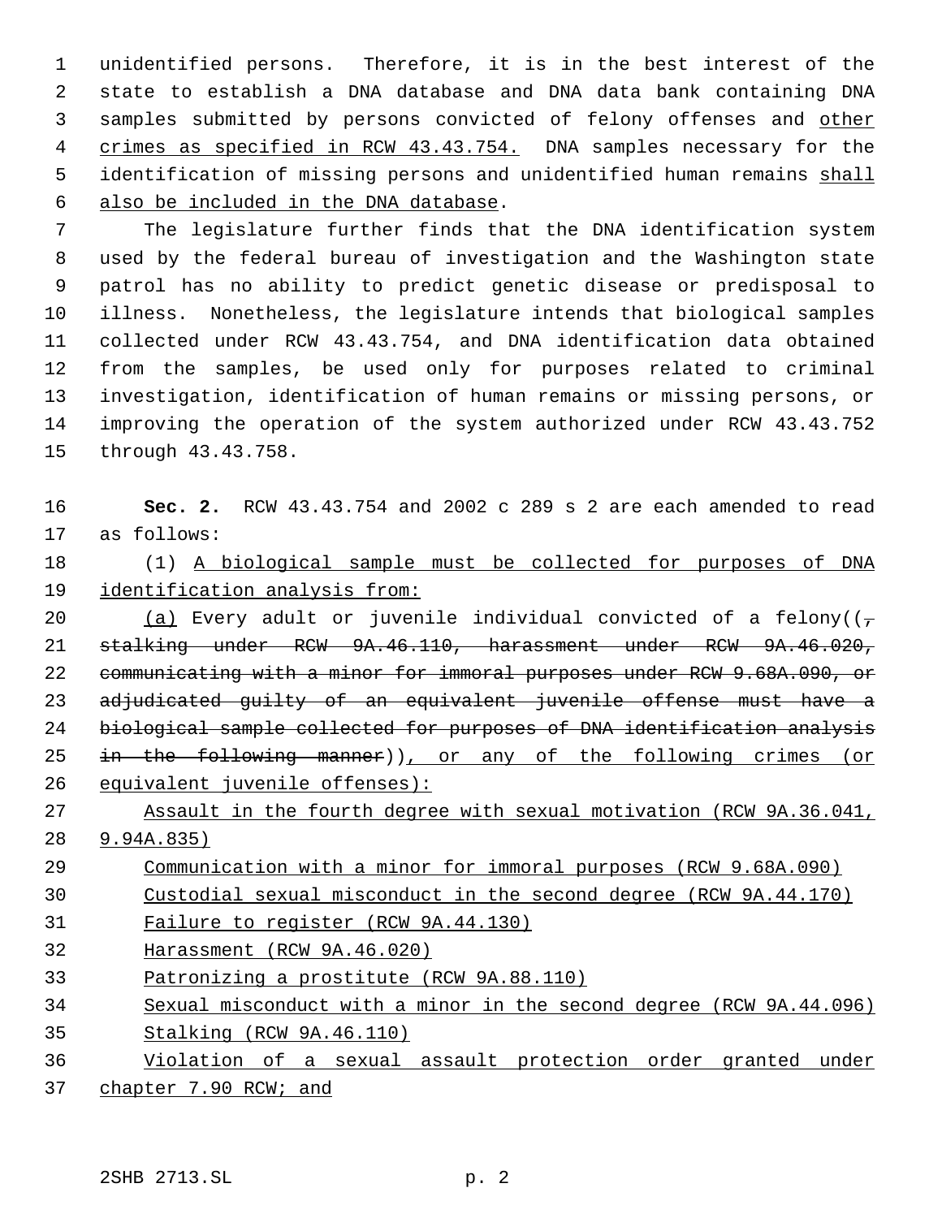unidentified persons. Therefore, it is in the best interest of the state to establish a DNA database and DNA data bank containing DNA samples submitted by persons convicted of felony offenses and <u>other crimes as specified in RCW 43.43.754.</u> DNA samples necessary for the identification of missing persons and unidentified human remains <u>shall also be included in the DNA database</u>.

The legislature further finds that the DNA identification system used by the federal bureau of investigation and the Washington state patrol has no ability to predict genetic disease or predisposal to illness. Nonetheless, the legislature intends that biological samples collected under RCW 43.43.754, and DNA identification data obtained from the samples, be used only for purposes related to criminal investigation, identification of human remains or missing persons, or improving the operation of the system authorized under RCW 43.43.752 through 43.43.758.

**Sec. 2.** RCW 43.43.754 and 2002 c 289 s 2 are each amended to read as follows:

(1) <u>A biological sample must be collected for purposes of DNA identification analysis from:</u>

<u>(a)</u> Every adult or juvenile individual convicted of a felony((~~, stalking under RCW 9A.46.110, harassment under RCW 9A.46.020, communicating with a minor for immoral purposes under RCW 9.68A.090, or adjudicated guilty of an equivalent juvenile offense must have a biological sample collected for purposes of DNA identification analysis in the following manner~~))<u>, or any of the following crimes (or equivalent juvenile offenses):</u>

<u>Assault in the fourth degree with sexual motivation (RCW 9A.36.041, 9.94A.835)</u>

<u>Communication with a minor for immoral purposes (RCW 9.68A.090)</u>

<u>Custodial sexual misconduct in the second degree (RCW 9A.44.170)</u>

<u>Failure to register (RCW 9A.44.130)</u>

<u>Harassment (RCW 9A.46.020)</u>

<u>Patronizing a prostitute (RCW 9A.88.110)</u>

<u>Sexual misconduct with a minor in the second degree (RCW 9A.44.096)</u>

<u>Stalking (RCW 9A.46.110)</u>

<u>Violation of a sexual assault protection order granted under chapter 7.90 RCW; and</u>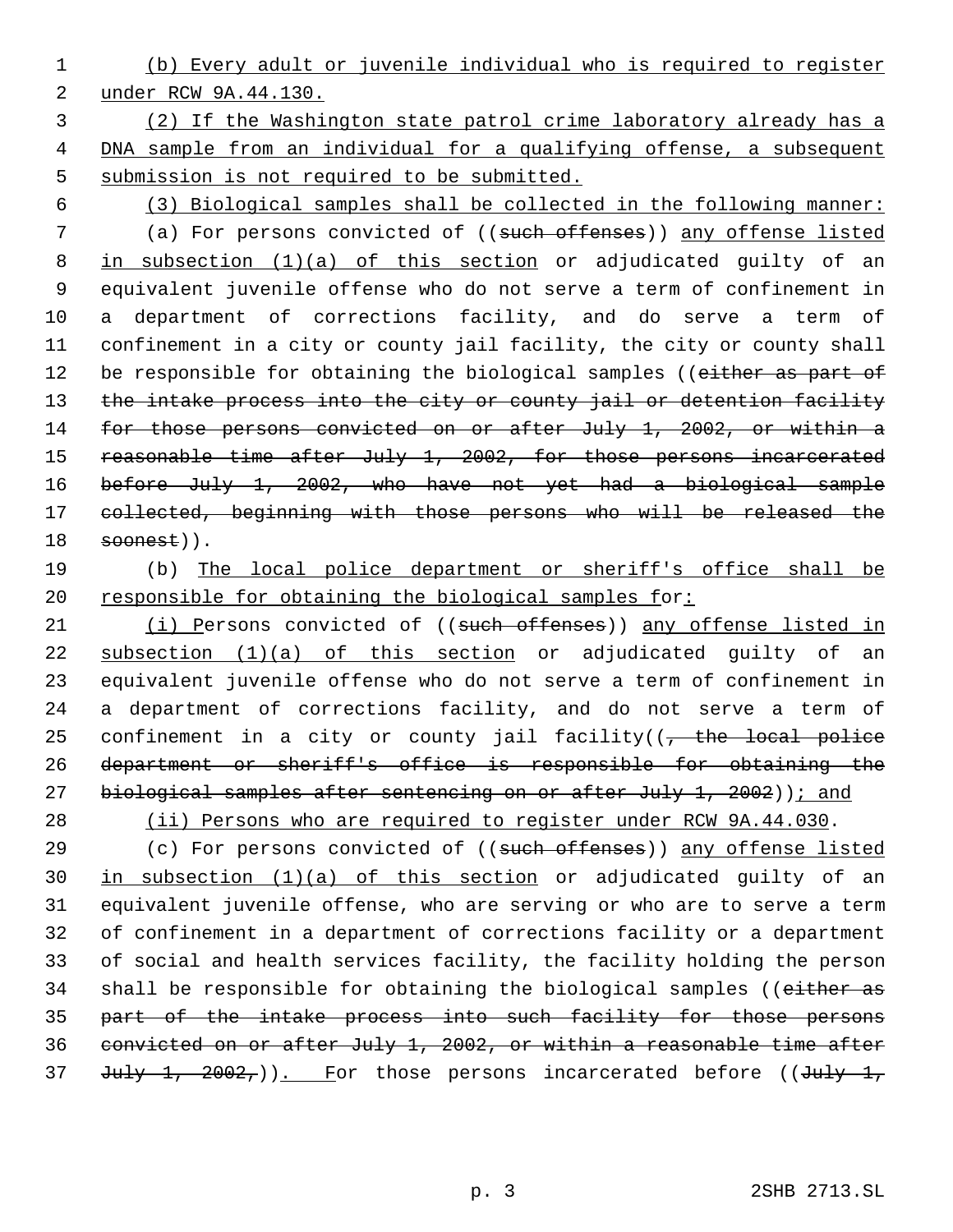(b) Every adult or juvenile individual who is required to register under RCW 9A.44.130.

(2) If the Washington state patrol crime laboratory already has a DNA sample from an individual for a qualifying offense, a subsequent submission is not required to be submitted.

(3) Biological samples shall be collected in the following manner:

(a) For persons convicted of ((such offenses)) any offense listed in subsection (1)(a) of this section or adjudicated guilty of an equivalent juvenile offense who do not serve a term of confinement in a department of corrections facility, and do serve a term of confinement in a city or county jail facility, the city or county shall be responsible for obtaining the biological samples ((either as part of the intake process into the city or county jail or detention facility for those persons convicted on or after July 1, 2002, or within a reasonable time after July 1, 2002, for those persons incarcerated before July 1, 2002, who have not yet had a biological sample collected, beginning with those persons who will be released the soonest)).

(b) The local police department or sheriff's office shall be responsible for obtaining the biological samples for:

(i) Persons convicted of ((such offenses)) any offense listed in subsection (1)(a) of this section or adjudicated guilty of an equivalent juvenile offense who do not serve a term of confinement in a department of corrections facility, and do not serve a term of confinement in a city or county jail facility((, the local police department or sheriff's office is responsible for obtaining the biological samples after sentencing on or after July 1, 2002)); and

(ii) Persons who are required to register under RCW 9A.44.030.

(c) For persons convicted of ((such offenses)) any offense listed in subsection (1)(a) of this section or adjudicated guilty of an equivalent juvenile offense, who are serving or who are to serve a term of confinement in a department of corrections facility or a department of social and health services facility, the facility holding the person shall be responsible for obtaining the biological samples ((either as part of the intake process into such facility for those persons convicted on or after July 1, 2002, or within a reasonable time after July 1, 2002,)). For those persons incarcerated before ((July 1,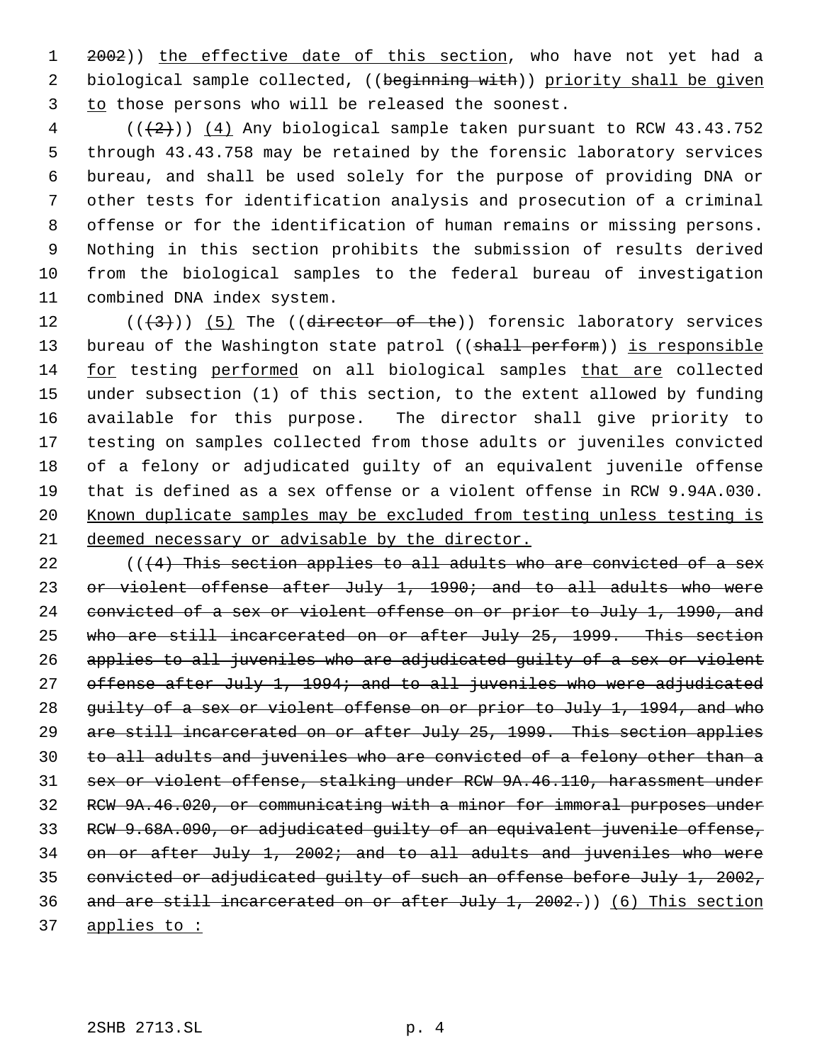2002)) the effective date of this section, who have not yet had a biological sample collected, ((beginning with)) priority shall be given to those persons who will be released the soonest.

(((2))) (4) Any biological sample taken pursuant to RCW 43.43.752 through 43.43.758 may be retained by the forensic laboratory services bureau, and shall be used solely for the purpose of providing DNA or other tests for identification analysis and prosecution of a criminal offense or for the identification of human remains or missing persons. Nothing in this section prohibits the submission of results derived from the biological samples to the federal bureau of investigation combined DNA index system.

(((3))) (5) The ((director of the)) forensic laboratory services bureau of the Washington state patrol ((shall perform)) is responsible for testing performed on all biological samples that are collected under subsection (1) of this section, to the extent allowed by funding available for this purpose. The director shall give priority to testing on samples collected from those adults or juveniles convicted of a felony or adjudicated guilty of an equivalent juvenile offense that is defined as a sex offense or a violent offense in RCW 9.94A.030. Known duplicate samples may be excluded from testing unless testing is deemed necessary or advisable by the director.

(((4) This section applies to all adults who are convicted of a sex or violent offense after July 1, 1990; and to all adults who were convicted of a sex or violent offense on or prior to July 1, 1990, and who are still incarcerated on or after July 25, 1999. This section applies to all juveniles who are adjudicated guilty of a sex or violent offense after July 1, 1994; and to all juveniles who were adjudicated guilty of a sex or violent offense on or prior to July 1, 1994, and who are still incarcerated on or after July 25, 1999. This section applies to all adults and juveniles who are convicted of a felony other than a sex or violent offense, stalking under RCW 9A.46.110, harassment under RCW 9A.46.020, or communicating with a minor for immoral purposes under RCW 9.68A.090, or adjudicated guilty of an equivalent juvenile offense, on or after July 1, 2002; and to all adults and juveniles who were convicted or adjudicated guilty of such an offense before July 1, 2002, and are still incarcerated on or after July 1, 2002.)) (6) This section applies to :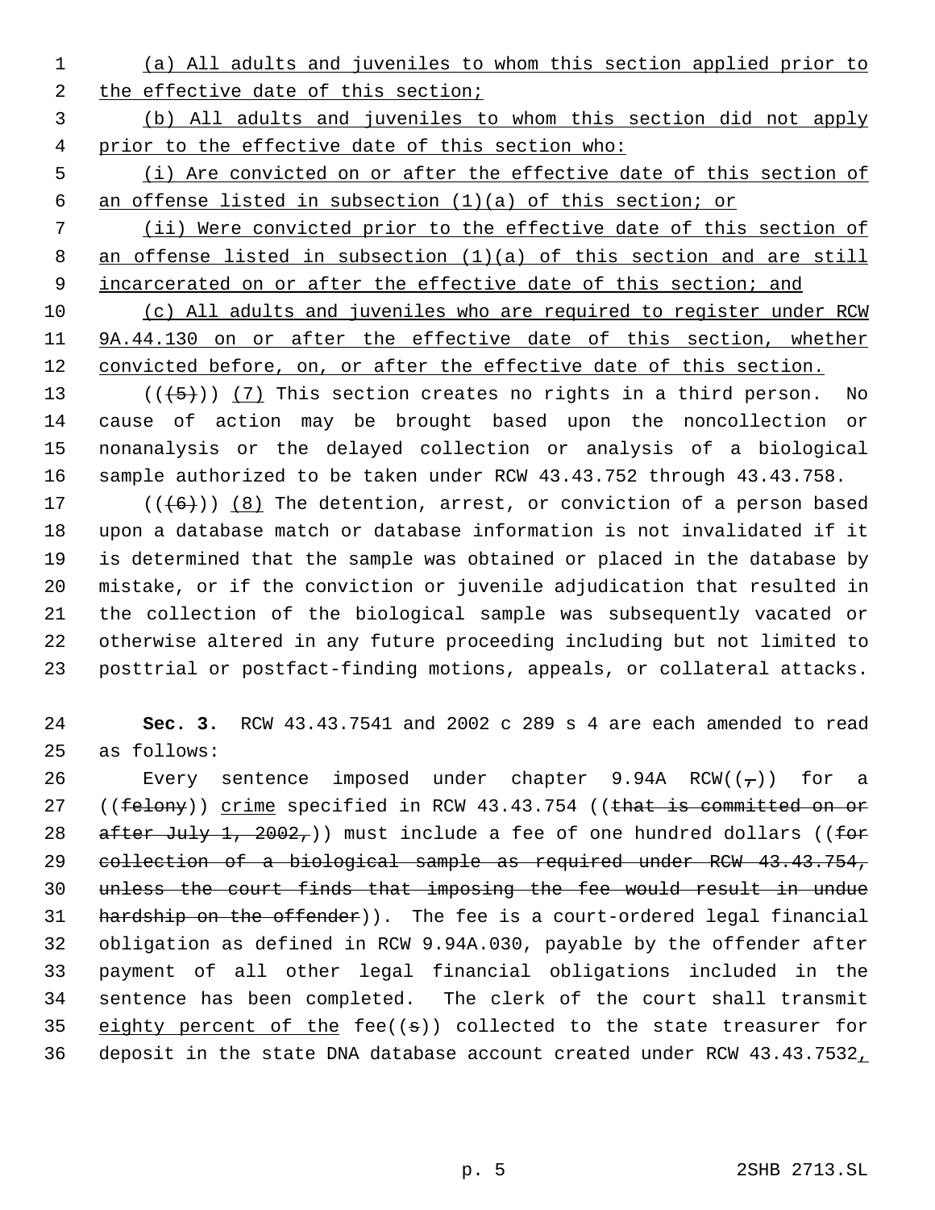(a) All adults and juveniles to whom this section applied prior to the effective date of this section;

(b) All adults and juveniles to whom this section did not apply prior to the effective date of this section who:

(i) Are convicted on or after the effective date of this section of an offense listed in subsection (1)(a) of this section; or

(ii) Were convicted prior to the effective date of this section of an offense listed in subsection (1)(a) of this section and are still incarcerated on or after the effective date of this section; and

(c) All adults and juveniles who are required to register under RCW 9A.44.130 on or after the effective date of this section, whether convicted before, on, or after the effective date of this section.

(((5))) (7) This section creates no rights in a third person. No cause of action may be brought based upon the noncollection or nonanalysis or the delayed collection or analysis of a biological sample authorized to be taken under RCW 43.43.752 through 43.43.758.

(((6))) (8) The detention, arrest, or conviction of a person based upon a database match or database information is not invalidated if it is determined that the sample was obtained or placed in the database by mistake, or if the conviction or juvenile adjudication that resulted in the collection of the biological sample was subsequently vacated or otherwise altered in any future proceeding including but not limited to posttrial or postfact-finding motions, appeals, or collateral attacks.

**Sec. 3.** RCW 43.43.7541 and 2002 c 289 s 4 are each amended to read as follows:

Every sentence imposed under chapter 9.94A RCW((,)) for a ((felony)) crime specified in RCW 43.43.754 ((that is committed on or after July 1, 2002,)) must include a fee of one hundred dollars ((for collection of a biological sample as required under RCW 43.43.754, unless the court finds that imposing the fee would result in undue hardship on the offender)). The fee is a court-ordered legal financial obligation as defined in RCW 9.94A.030, payable by the offender after payment of all other legal financial obligations included in the sentence has been completed. The clerk of the court shall transmit eighty percent of the fee((s)) collected to the state treasurer for deposit in the state DNA database account created under RCW 43.43.7532,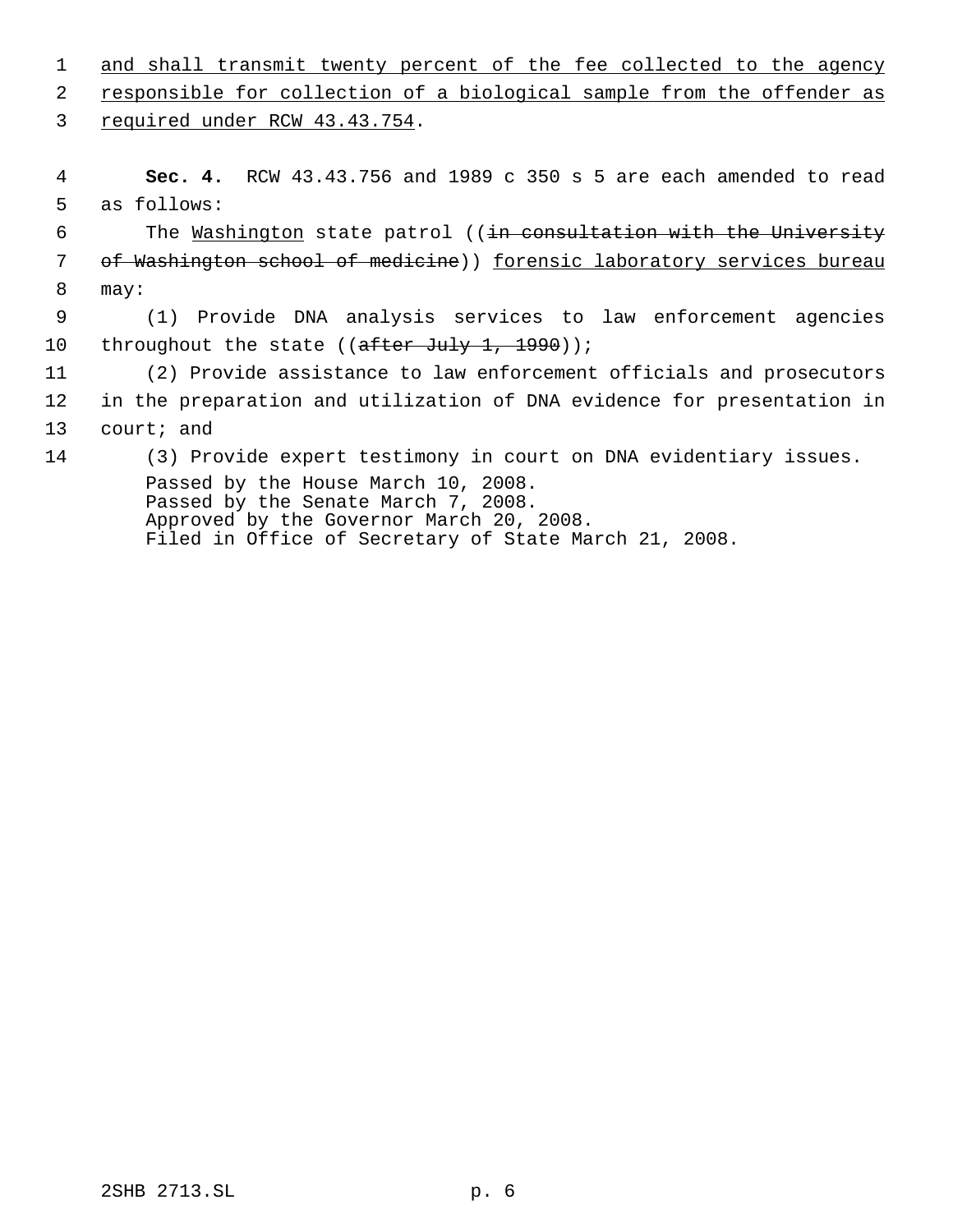and shall transmit twenty percent of the fee collected to the agency responsible for collection of a biological sample from the offender as required under RCW 43.43.754.

**Sec. 4.** RCW 43.43.756 and 1989 c 350 s 5 are each amended to read as follows:

The Washington state patrol ((~~in consultation with the University of Washington school of medicine~~)) forensic laboratory services bureau may:

(1) Provide DNA analysis services to law enforcement agencies throughout the state ((~~after July 1, 1990~~));

(2) Provide assistance to law enforcement officials and prosecutors in the preparation and utilization of DNA evidence for presentation in court; and

(3) Provide expert testimony in court on DNA evidentiary issues.

Passed by the House March 10, 2008.
Passed by the Senate March 7, 2008.
Approved by the Governor March 20, 2008.
Filed in Office of Secretary of State March 21, 2008.